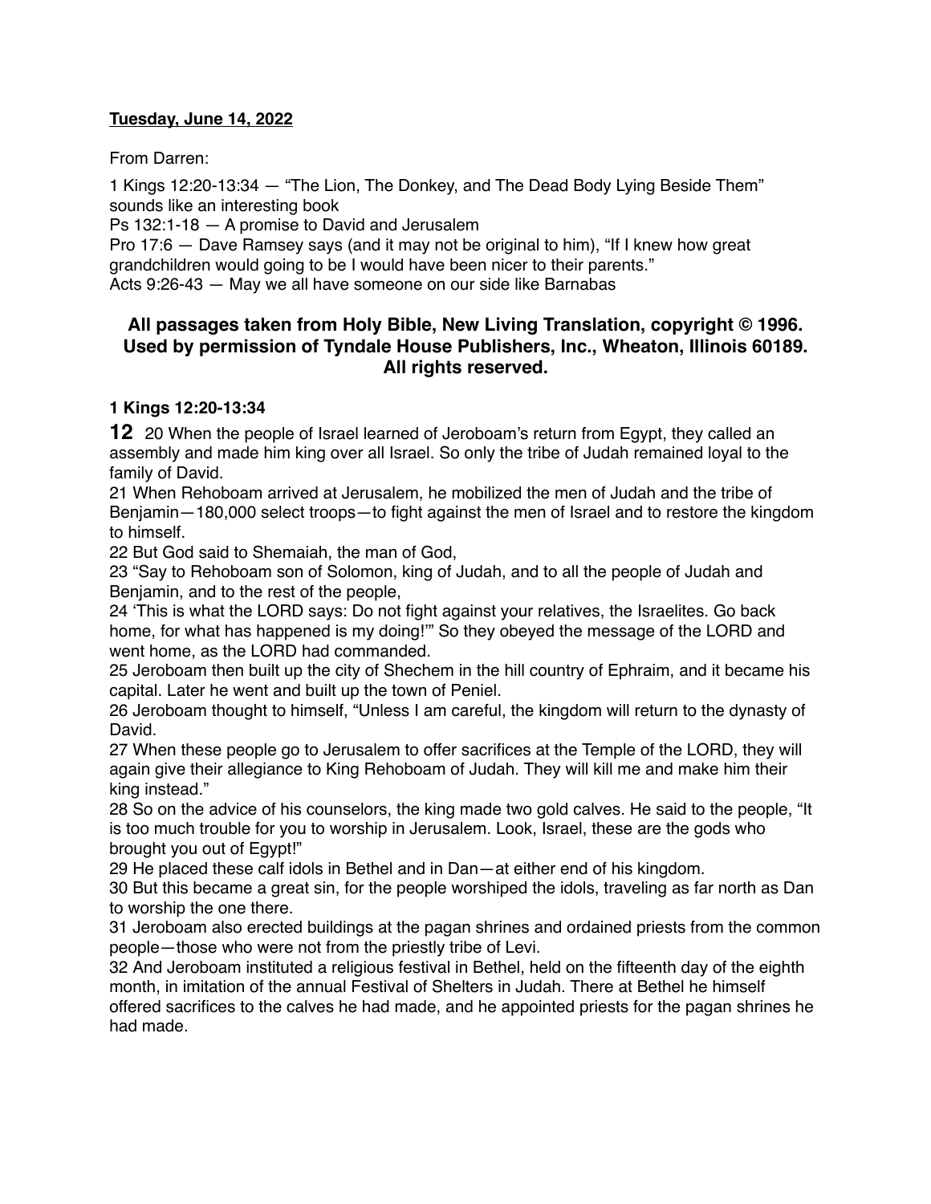**Tuesday, June 14, 2022**

From Darren:

1 Kings 12:20-13:34 — "The Lion, The Donkey, and The Dead Body Lying Beside Them" sounds like an interesting book
Ps 132:1-18 — A promise to David and Jerusalem
Pro 17:6 — Dave Ramsey says (and it may not be original to him), "If I knew how great grandchildren would going to be I would have been nicer to their parents."
Acts 9:26-43 — May we all have someone on our side like Barnabas

### All passages taken from Holy Bible, New Living Translation, copyright © 1996. Used by permission of Tyndale House Publishers, Inc., Wheaton, Illinois 60189. All rights reserved.

**1 Kings 12:20-13:34**

**12** 20 When the people of Israel learned of Jeroboam's return from Egypt, they called an assembly and made him king over all Israel. So only the tribe of Judah remained loyal to the family of David.
21 When Rehoboam arrived at Jerusalem, he mobilized the men of Judah and the tribe of Benjamin—180,000 select troops—to fight against the men of Israel and to restore the kingdom to himself.
22 But God said to Shemaiah, the man of God,
23 "Say to Rehoboam son of Solomon, king of Judah, and to all the people of Judah and Benjamin, and to the rest of the people,
24 'This is what the LORD says: Do not fight against your relatives, the Israelites. Go back home, for what has happened is my doing!'" So they obeyed the message of the LORD and went home, as the LORD had commanded.
25 Jeroboam then built up the city of Shechem in the hill country of Ephraim, and it became his capital. Later he went and built up the town of Peniel.
26 Jeroboam thought to himself, "Unless I am careful, the kingdom will return to the dynasty of David.
27 When these people go to Jerusalem to offer sacrifices at the Temple of the LORD, they will again give their allegiance to King Rehoboam of Judah. They will kill me and make him their king instead."
28 So on the advice of his counselors, the king made two gold calves. He said to the people, "It is too much trouble for you to worship in Jerusalem. Look, Israel, these are the gods who brought you out of Egypt!"
29 He placed these calf idols in Bethel and in Dan—at either end of his kingdom.
30 But this became a great sin, for the people worshiped the idols, traveling as far north as Dan to worship the one there.
31 Jeroboam also erected buildings at the pagan shrines and ordained priests from the common people—those who were not from the priestly tribe of Levi.
32 And Jeroboam instituted a religious festival in Bethel, held on the fifteenth day of the eighth month, in imitation of the annual Festival of Shelters in Judah. There at Bethel he himself offered sacrifices to the calves he had made, and he appointed priests for the pagan shrines he had made.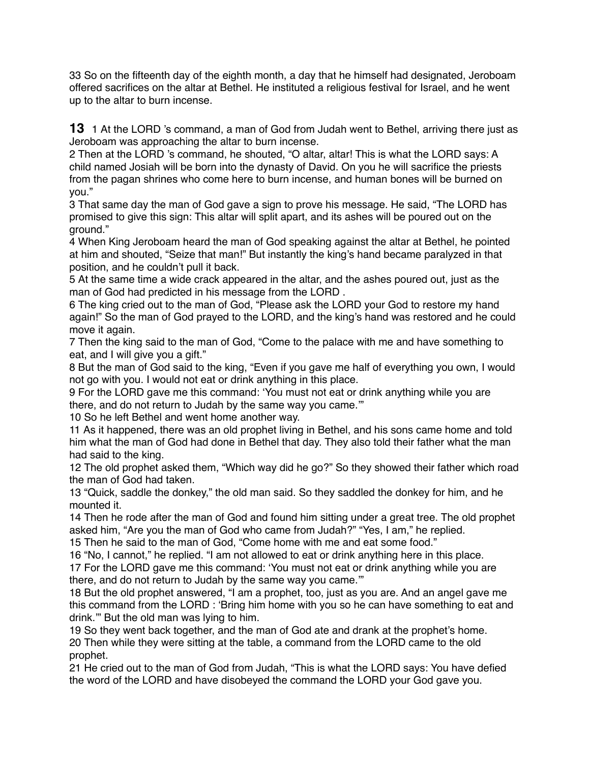33 So on the fifteenth day of the eighth month, a day that he himself had designated, Jeroboam offered sacrifices on the altar at Bethel. He instituted a religious festival for Israel, and he went up to the altar to burn incense.

**13** 1 At the LORD 's command, a man of God from Judah went to Bethel, arriving there just as Jeroboam was approaching the altar to burn incense.

2 Then at the LORD 's command, he shouted, “O altar, altar! This is what the LORD says: A child named Josiah will be born into the dynasty of David. On you he will sacrifice the priests from the pagan shrines who come here to burn incense, and human bones will be burned on you.”

3 That same day the man of God gave a sign to prove his message. He said, “The LORD has promised to give this sign: This altar will split apart, and its ashes will be poured out on the ground.”

4 When King Jeroboam heard the man of God speaking against the altar at Bethel, he pointed at him and shouted, “Seize that man!” But instantly the king’s hand became paralyzed in that position, and he couldn’t pull it back.

5 At the same time a wide crack appeared in the altar, and the ashes poured out, just as the man of God had predicted in his message from the LORD .

6 The king cried out to the man of God, “Please ask the LORD your God to restore my hand again!” So the man of God prayed to the LORD, and the king’s hand was restored and he could move it again.

7 Then the king said to the man of God, “Come to the palace with me and have something to eat, and I will give you a gift.”

8 But the man of God said to the king, “Even if you gave me half of everything you own, I would not go with you. I would not eat or drink anything in this place.

9 For the LORD gave me this command: ‘You must not eat or drink anything while you are there, and do not return to Judah by the same way you came.’”

10 So he left Bethel and went home another way.

11 As it happened, there was an old prophet living in Bethel, and his sons came home and told him what the man of God had done in Bethel that day. They also told their father what the man had said to the king.

12 The old prophet asked them, “Which way did he go?” So they showed their father which road the man of God had taken.

13 “Quick, saddle the donkey,” the old man said. So they saddled the donkey for him, and he mounted it.

14 Then he rode after the man of God and found him sitting under a great tree. The old prophet asked him, “Are you the man of God who came from Judah?” “Yes, I am,” he replied.

15 Then he said to the man of God, “Come home with me and eat some food.”

16 “No, I cannot,” he replied. “I am not allowed to eat or drink anything here in this place.

17 For the LORD gave me this command: ‘You must not eat or drink anything while you are there, and do not return to Judah by the same way you came.’”

18 But the old prophet answered, “I am a prophet, too, just as you are. And an angel gave me this command from the LORD : ‘Bring him home with you so he can have something to eat and drink.’” But the old man was lying to him.

19 So they went back together, and the man of God ate and drank at the prophet’s home.

20 Then while they were sitting at the table, a command from the LORD came to the old prophet.

21 He cried out to the man of God from Judah, “This is what the LORD says: You have defied the word of the LORD and have disobeyed the command the LORD your God gave you.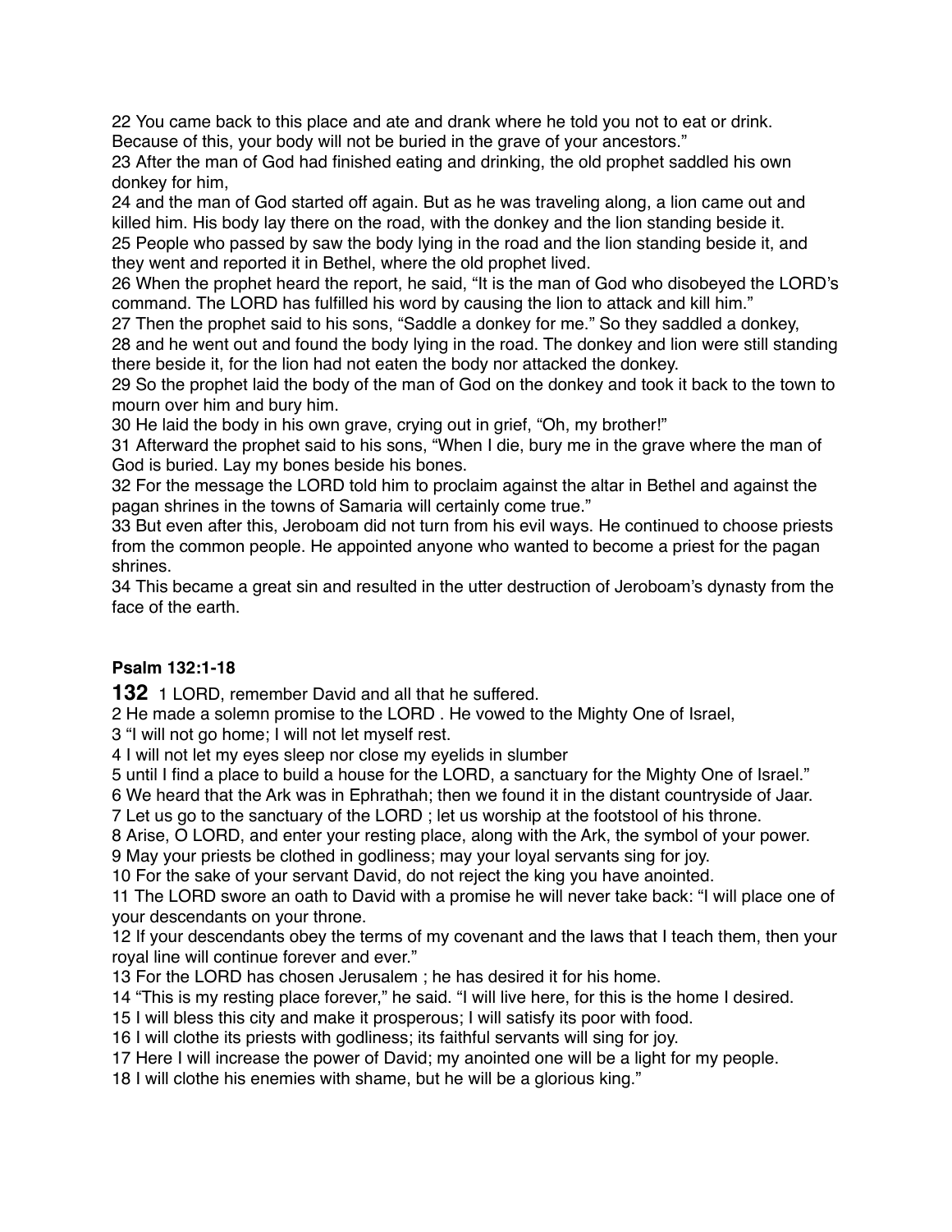22 You came back to this place and ate and drank where he told you not to eat or drink. Because of this, your body will not be buried in the grave of your ancestors."

23 After the man of God had finished eating and drinking, the old prophet saddled his own donkey for him,

24 and the man of God started off again. But as he was traveling along, a lion came out and killed him. His body lay there on the road, with the donkey and the lion standing beside it.

25 People who passed by saw the body lying in the road and the lion standing beside it, and they went and reported it in Bethel, where the old prophet lived.

26 When the prophet heard the report, he said, "It is the man of God who disobeyed the LORD's command. The LORD has fulfilled his word by causing the lion to attack and kill him."

27 Then the prophet said to his sons, "Saddle a donkey for me." So they saddled a donkey,

28 and he went out and found the body lying in the road. The donkey and lion were still standing there beside it, for the lion had not eaten the body nor attacked the donkey.

29 So the prophet laid the body of the man of God on the donkey and took it back to the town to mourn over him and bury him.

30 He laid the body in his own grave, crying out in grief, "Oh, my brother!"

31 Afterward the prophet said to his sons, "When I die, bury me in the grave where the man of God is buried. Lay my bones beside his bones.

32 For the message the LORD told him to proclaim against the altar in Bethel and against the pagan shrines in the towns of Samaria will certainly come true."

33 But even after this, Jeroboam did not turn from his evil ways. He continued to choose priests from the common people. He appointed anyone who wanted to become a priest for the pagan shrines.

34 This became a great sin and resulted in the utter destruction of Jeroboam's dynasty from the face of the earth.

**Psalm 132:1-18**

**132** 1 LORD, remember David and all that he suffered.

2 He made a solemn promise to the LORD . He vowed to the Mighty One of Israel,

3 "I will not go home; I will not let myself rest.

4 I will not let my eyes sleep nor close my eyelids in slumber

5 until I find a place to build a house for the LORD, a sanctuary for the Mighty One of Israel."

6 We heard that the Ark was in Ephrathah; then we found it in the distant countryside of Jaar.

7 Let us go to the sanctuary of the LORD ; let us worship at the footstool of his throne.

8 Arise, O LORD, and enter your resting place, along with the Ark, the symbol of your power.

9 May your priests be clothed in godliness; may your loyal servants sing for joy.

10 For the sake of your servant David, do not reject the king you have anointed.

11 The LORD swore an oath to David with a promise he will never take back: "I will place one of your descendants on your throne.

12 If your descendants obey the terms of my covenant and the laws that I teach them, then your royal line will continue forever and ever."

13 For the LORD has chosen Jerusalem ; he has desired it for his home.

14 "This is my resting place forever," he said. "I will live here, for this is the home I desired.

15 I will bless this city and make it prosperous; I will satisfy its poor with food.

16 I will clothe its priests with godliness; its faithful servants will sing for joy.

17 Here I will increase the power of David; my anointed one will be a light for my people.

18 I will clothe his enemies with shame, but he will be a glorious king."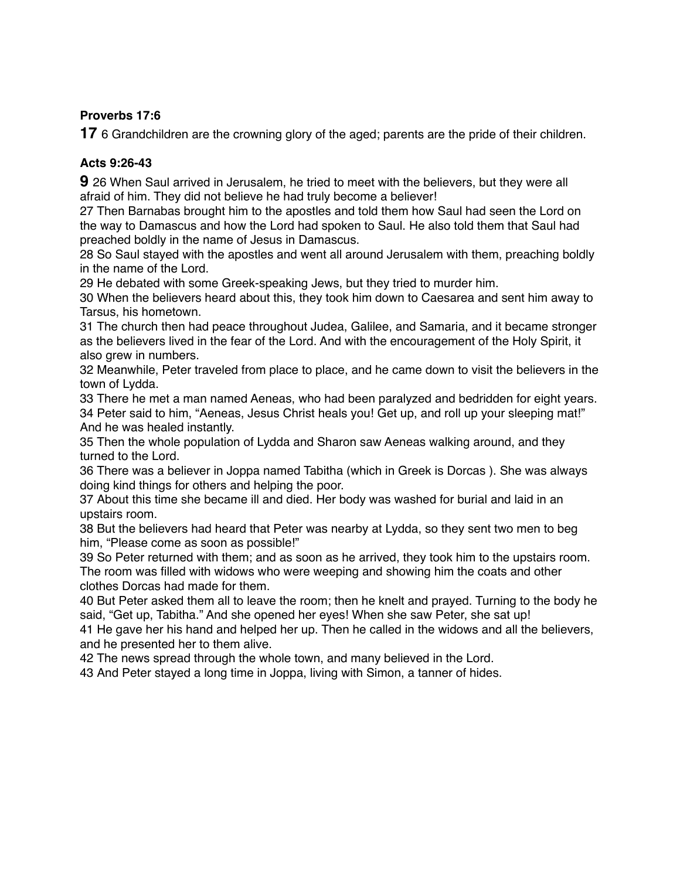**Proverbs 17:6**

**17** 6 Grandchildren are the crowning glory of the aged; parents are the pride of their children.

**Acts 9:26-43**

**9** 26 When Saul arrived in Jerusalem, he tried to meet with the believers, but they were all afraid of him. They did not believe he had truly become a believer!
27 Then Barnabas brought him to the apostles and told them how Saul had seen the Lord on the way to Damascus and how the Lord had spoken to Saul. He also told them that Saul had preached boldly in the name of Jesus in Damascus.
28 So Saul stayed with the apostles and went all around Jerusalem with them, preaching boldly in the name of the Lord.
29 He debated with some Greek-speaking Jews, but they tried to murder him.
30 When the believers heard about this, they took him down to Caesarea and sent him away to Tarsus, his hometown.
31 The church then had peace throughout Judea, Galilee, and Samaria, and it became stronger as the believers lived in the fear of the Lord. And with the encouragement of the Holy Spirit, it also grew in numbers.
32 Meanwhile, Peter traveled from place to place, and he came down to visit the believers in the town of Lydda.
33 There he met a man named Aeneas, who had been paralyzed and bedridden for eight years.
34 Peter said to him, “Aeneas, Jesus Christ heals you! Get up, and roll up your sleeping mat!” And he was healed instantly.
35 Then the whole population of Lydda and Sharon saw Aeneas walking around, and they turned to the Lord.
36 There was a believer in Joppa named Tabitha (which in Greek is Dorcas ). She was always doing kind things for others and helping the poor.
37 About this time she became ill and died. Her body was washed for burial and laid in an upstairs room.
38 But the believers had heard that Peter was nearby at Lydda, so they sent two men to beg him, “Please come as soon as possible!”
39 So Peter returned with them; and as soon as he arrived, they took him to the upstairs room. The room was filled with widows who were weeping and showing him the coats and other clothes Dorcas had made for them.
40 But Peter asked them all to leave the room; then he knelt and prayed. Turning to the body he said, “Get up, Tabitha.” And she opened her eyes! When she saw Peter, she sat up!
41 He gave her his hand and helped her up. Then he called in the widows and all the believers, and he presented her to them alive.
42 The news spread through the whole town, and many believed in the Lord.
43 And Peter stayed a long time in Joppa, living with Simon, a tanner of hides.